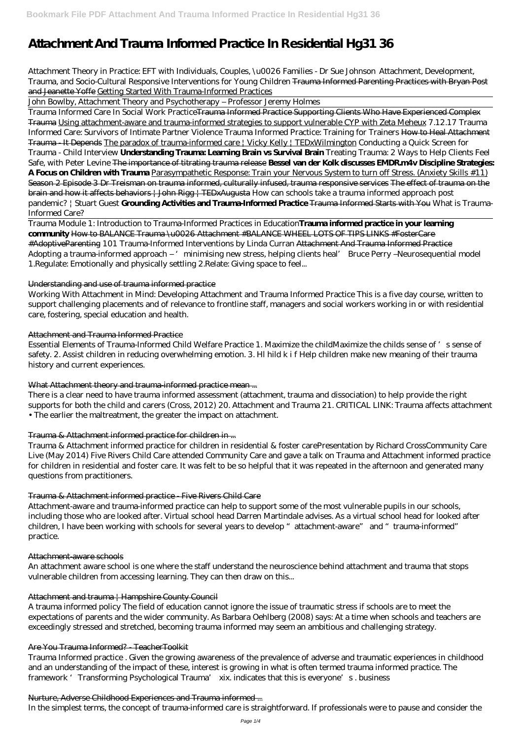# Attachment And Trauma Informed Practice In Residential Hg31 36

Attachment Theory in Practice: EFT with Individuals, Couples, \u0026 Families - Dr Sue Johnson Attachment, Development, Trauma, and Socio-Cultural Responsive Interventions for Young Children ~~Trauma Informed Parenting Practices with Bryan Post and Jeanette Yoffe~~ Getting Started With Trauma-Informed Practices

John Bowlby, Attachment Theory and Psychotherapy – Professor Jeremy Holmes

Trauma Informed Care In Social Work Practice~~Trauma Informed Practice Supporting Clients Who Have Experienced Complex Trauma~~ Using attachment-aware and trauma-informed strategies to support vulnerable CYP with Zeta Meheux 7.12.17 Trauma Informed Care: Survivors of Intimate Partner Violence Trauma Informed Practice: Training for Trainers ~~How to Heal Attachment Trauma - It Depends~~ The paradox of trauma-informed care | Vicky Kelly | TEDxWilmington Conducting a Quick Screen for Trauma - Child Interview **Understanding Trauma: Learning Brain vs Survival Brain** Treating Trauma: 2 Ways to Help Clients Feel Safe, with Peter Levine ~~The importance of titrating trauma release~~ **~~Bessel van der Kolk discusses EMDR.m4v~~ Discipline Strategies: A Focus on Children with Trauma** Parasympathetic Response: Train your Nervous System to turn off Stress. (Anxiety Skills #11) Season 2 Episode 3 Dr Treisman on trauma informed, culturally infused, trauma responsive services ~~The effect of trauma on the brain and how it affects behaviors | John Rigg | TEDxAugusta~~ How can schools take a trauma informed approach post pandemic? | Stuart Guest **Grounding Activities and Trauma-Informed Practice** ~~Trauma Informed Starts with You~~ What is Trauma-Informed Care?

Trauma Module 1: Introduction to Trauma-Informed Practices in Education**Trauma informed practice in your learning community** How to BALANCE Trauma \u0026 Attachment #BALANCE WHEEL LOTS OF TIPS LINKS #FosterCare #AdoptiveParenting 101 Trauma-Informed Interventions by Linda Curran ~~Attachment And Trauma Informed Practice~~

Adopting a trauma-informed approach – 'minimising new stress, helping clients heal' Bruce Perry –Neurosequential model 1.Regulate: Emotionally and physically settling 2.Relate: Giving space to feel...

## Understanding and use of trauma informed practice

Working With Attachment in Mind: Developing Attachment and Trauma Informed Practice This is a five day course, written to support challenging placements and of relevance to frontline staff, managers and social workers working in or with residential care, fostering, special education and health.

## Attachment and Trauma Informed Practice

Essential Elements of Trauma-Informed Child Welfare Practice 1. Maximize the childMaximize the childs sense of 's sense of safety. 2. Assist children in reducing overwhelming emotion. 3. Hl hild k i f Help children make new meaning of their trauma history and current experiences.

## What Attachment theory and trauma-informed practice mean ...

There is a clear need to have trauma informed assessment (attachment, trauma and dissociation) to help provide the right supports for both the child and carers (Cross, 2012) 20. Attachment and Trauma 21. CRITICAL LINK: Trauma affects attachment • The earlier the maltreatment, the greater the impact on attachment.

## Trauma & Attachment informed practice for children in ...

Trauma & Attachment informed practice for children in residential & foster carePresentation by Richard CrossCommunity Care Live (May 2014) Five Rivers Child Care attended Community Care and gave a talk on Trauma and Attachment informed practice for children in residential and foster care. It was felt to be so helpful that it was repeated in the afternoon and generated many questions from practitioners.

## Trauma & Attachment informed practice - Five Rivers Child Care

Attachment-aware and trauma-informed practice can help to support some of the most vulnerable pupils in our schools, including those who are looked after. Virtual school head Darren Martindale advises. As a virtual school head for looked after children, I have been working with schools for several years to develop "attachment-aware" and "trauma-informed" practice.

## Attachment-aware schools

An attachment aware school is one where the staff understand the neuroscience behind attachment and trauma that stops vulnerable children from accessing learning. They can then draw on this...

## Attachment and trauma | Hampshire County Council

A trauma informed policy The field of education cannot ignore the issue of traumatic stress if schools are to meet the expectations of parents and the wider community. As Barbara Oehlberg (2008) says: At a time when schools and teachers are exceedingly stressed and stretched, becoming trauma informed may seem an ambitious and challenging strategy.

## Are You Trauma Informed? - TeacherToolkit

Trauma Informed practice . Given the growing awareness of the prevalence of adverse and traumatic experiences in childhood and an understanding of the impact of these, interest is growing in what is often termed trauma informed practice. The framework 'Transforming Psychological Trauma' xix. indicates that this is everyone's . business

## Nurture, Adverse Childhood Experiences and Trauma informed ...

In the simplest terms, the concept of trauma-informed care is straightforward. If professionals were to pause and consider the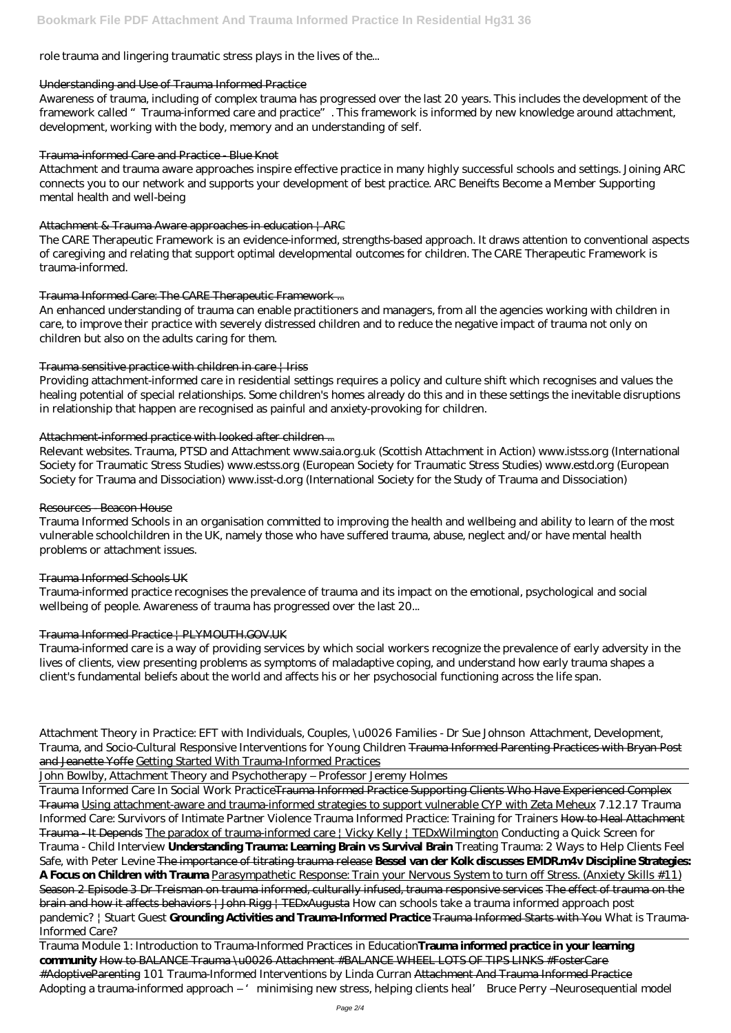role trauma and lingering traumatic stress plays in the lives of the...

## Understanding and Use of Trauma Informed Practice

Awareness of trauma, including of complex trauma has progressed over the last 20 years. This includes the development of the framework called "Trauma-informed care and practice". This framework is informed by new knowledge around attachment, development, working with the body, memory and an understanding of self.

## Trauma-informed Care and Practice - Blue Knot

Attachment and trauma aware approaches inspire effective practice in many highly successful schools and settings. Joining ARC connects you to our network and supports your development of best practice. ARC Beneifts Become a Member Supporting mental health and well-being

## Attachment & Trauma Aware approaches in education | ARC

The CARE Therapeutic Framework is an evidence-informed, strengths-based approach. It draws attention to conventional aspects of caregiving and relating that support optimal developmental outcomes for children. The CARE Therapeutic Framework is trauma-informed.

## Trauma Informed Care: The CARE Therapeutic Framework ...

An enhanced understanding of trauma can enable practitioners and managers, from all the agencies working with children in care, to improve their practice with severely distressed children and to reduce the negative impact of trauma not only on children but also on the adults caring for them.

## Trauma sensitive practice with children in care | Iriss

Providing attachment-informed care in residential settings requires a policy and culture shift which recognises and values the healing potential of special relationships. Some children's homes already do this and in these settings the inevitable disruptions in relationship that happen are recognised as painful and anxiety-provoking for children.

## Attachment-informed practice with looked after children ...

Relevant websites. Trauma, PTSD and Attachment www.saia.org.uk (Scottish Attachment in Action) www.istss.org (International Society for Traumatic Stress Studies) www.estss.org (European Society for Traumatic Stress Studies) www.estd.org (European Society for Trauma and Dissociation) www.isst-d.org (International Society for the Study of Trauma and Dissociation)

## Resources - Beacon House

Trauma Informed Schools in an organisation committed to improving the health and wellbeing and ability to learn of the most vulnerable schoolchildren in the UK, namely those who have suffered trauma, abuse, neglect and/or have mental health problems or attachment issues.

## Trauma Informed Schools UK

Trauma-informed practice recognises the prevalence of trauma and its impact on the emotional, psychological and social wellbeing of people. Awareness of trauma has progressed over the last 20...

## Trauma Informed Practice | PLYMOUTH.GOV.UK

Trauma-informed care is a way of providing services by which social workers recognize the prevalence of early adversity in the lives of clients, view presenting problems as symptoms of maladaptive coping, and understand how early trauma shapes a client's fundamental beliefs about the world and affects his or her psychosocial functioning across the life span.

*Attachment Theory in Practice: EFT with Individuals, Couples, \u0026 Families - Dr Sue Johnson* *Attachment, Development, Trauma, and Socio-Cultural Responsive Interventions for Young Children* ~~Trauma Informed Parenting Practices with Bryan Post and Jeanette Yoffe~~ Getting Started With Trauma-Informed Practices

John Bowlby, Attachment Theory and Psychotherapy – Professor Jeremy Holmes

Trauma Informed Care In Social Work Practice~~Trauma Informed Practice Supporting Clients Who Have Experienced Complex Trauma~~ Using attachment-aware and trauma-informed strategies to support vulnerable CYP with Zeta Meheux *7.12.17 Trauma Informed Care: Survivors of Intimate Partner Violence* *Trauma Informed Practice: Training for Trainers* ~~How to Heal Attachment Trauma - It Depends~~ The paradox of trauma-informed care | Vicky Kelly | TEDxWilmington *Conducting a Quick Screen for Trauma - Child Interview* **Understanding Trauma: Learning Brain vs Survival Brain** *Treating Trauma: 2 Ways to Help Clients Feel Safe, with Peter Levine* ~~The importance of titrating trauma release~~ **Bessel van der Kolk discusses EMDR.m4v Discipline Strategies: A Focus on Children with Trauma** Parasympathetic Response: Train your Nervous System to turn off Stress. (Anxiety Skills #11) ~~Season 2 Episode 3 Dr Treisman on trauma informed, culturally infused, trauma responsive services~~ ~~The effect of trauma on the brain and how it affects behaviors | John Rigg | TEDxAugusta~~ *How can schools take a trauma informed approach post pandemic? | Stuart Guest* **Grounding Activities and Trauma-Informed Practice** ~~Trauma Informed Starts with You~~ *What is Trauma-Informed Care?*

Trauma Module 1: Introduction to Trauma-Informed Practices in Education**Trauma informed practice in your learning community** ~~How to BALANCE Trauma \u0026 Attachment #BALANCE WHEEL LOTS OF TIPS LINKS #FosterCare #AdoptiveParenting~~ *101 Trauma-Informed Interventions by Linda Curran* ~~Attachment And Trauma Informed Practice~~
Adopting a trauma-informed approach – 'minimising new stress, helping clients heal' Bruce Perry –Neurosequential model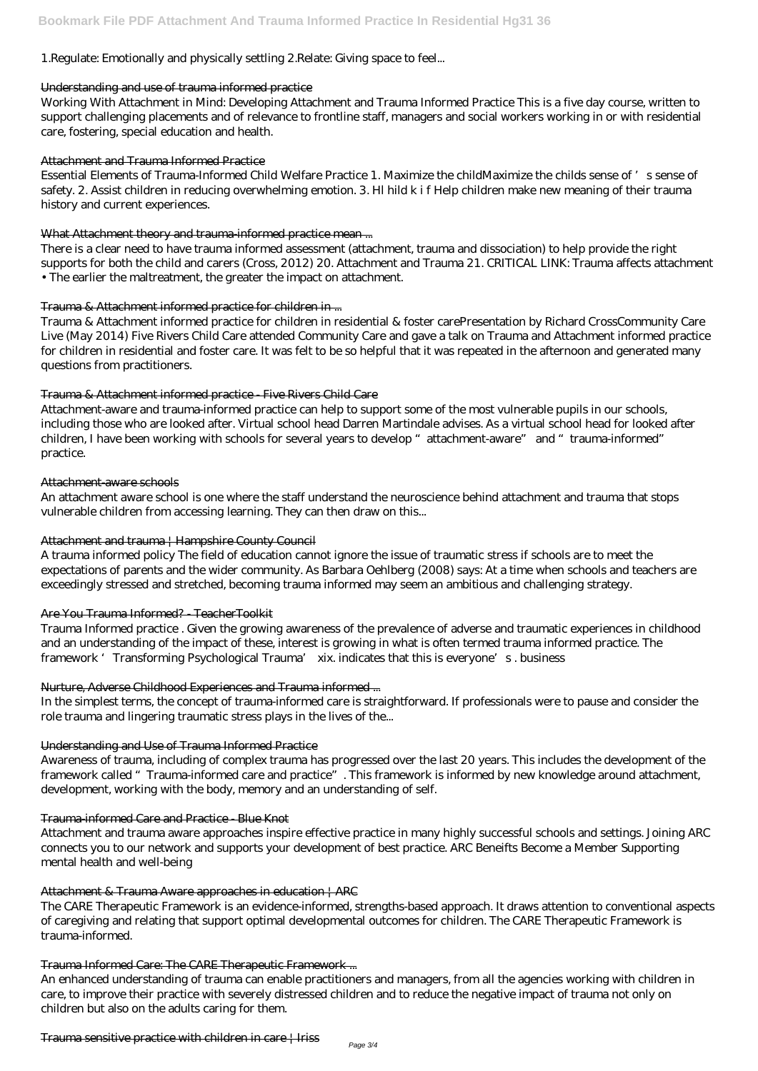1.Regulate: Emotionally and physically settling 2.Relate: Giving space to feel...

### Understanding and use of trauma informed practice

Working With Attachment in Mind: Developing Attachment and Trauma Informed Practice This is a five day course, written to support challenging placements and of relevance to frontline staff, managers and social workers working in or with residential care, fostering, special education and health.

### Attachment and Trauma Informed Practice

Essential Elements of Trauma-Informed Child Welfare Practice 1. Maximize the childMaximize the childs sense of ' s sense of safety. 2. Assist children in reducing overwhelming emotion. 3. Hl hild k i f Help children make new meaning of their trauma history and current experiences.

### What Attachment theory and trauma-informed practice mean ...

There is a clear need to have trauma informed assessment (attachment, trauma and dissociation) to help provide the right supports for both the child and carers (Cross, 2012) 20. Attachment and Trauma 21. CRITICAL LINK: Trauma affects attachment • The earlier the maltreatment, the greater the impact on attachment.

### Trauma & Attachment informed practice for children in ...

Trauma & Attachment informed practice for children in residential & foster carePresentation by Richard CrossCommunity Care Live (May 2014) Five Rivers Child Care attended Community Care and gave a talk on Trauma and Attachment informed practice for children in residential and foster care. It was felt to be so helpful that it was repeated in the afternoon and generated many questions from practitioners.

### Trauma & Attachment informed practice - Five Rivers Child Care

Attachment-aware and trauma-informed practice can help to support some of the most vulnerable pupils in our schools, including those who are looked after. Virtual school head Darren Martindale advises. As a virtual school head for looked after children, I have been working with schools for several years to develop " attachment-aware" and " trauma-informed" practice.

### Attachment-aware schools

An attachment aware school is one where the staff understand the neuroscience behind attachment and trauma that stops vulnerable children from accessing learning. They can then draw on this...

### Attachment and trauma | Hampshire County Council

A trauma informed policy The field of education cannot ignore the issue of traumatic stress if schools are to meet the expectations of parents and the wider community. As Barbara Oehlberg (2008) says: At a time when schools and teachers are exceedingly stressed and stretched, becoming trauma informed may seem an ambitious and challenging strategy.

### Are You Trauma Informed? - TeacherToolkit

Trauma Informed practice . Given the growing awareness of the prevalence of adverse and traumatic experiences in childhood and an understanding of the impact of these, interest is growing in what is often termed trauma informed practice. The framework ' Transforming Psychological Trauma' xix. indicates that this is everyone' s . business

### Nurture, Adverse Childhood Experiences and Trauma informed ...

In the simplest terms, the concept of trauma-informed care is straightforward. If professionals were to pause and consider the role trauma and lingering traumatic stress plays in the lives of the...

### Understanding and Use of Trauma Informed Practice

Awareness of trauma, including of complex trauma has progressed over the last 20 years. This includes the development of the framework called " Trauma-informed care and practice". This framework is informed by new knowledge around attachment, development, working with the body, memory and an understanding of self.

### Trauma-informed Care and Practice - Blue Knot

Attachment and trauma aware approaches inspire effective practice in many highly successful schools and settings. Joining ARC connects you to our network and supports your development of best practice. ARC Beneifts Become a Member Supporting mental health and well-being

### Attachment & Trauma Aware approaches in education | ARC

The CARE Therapeutic Framework is an evidence-informed, strengths-based approach. It draws attention to conventional aspects of caregiving and relating that support optimal developmental outcomes for children. The CARE Therapeutic Framework is trauma-informed.

### Trauma Informed Care: The CARE Therapeutic Framework ...

An enhanced understanding of trauma can enable practitioners and managers, from all the agencies working with children in care, to improve their practice with severely distressed children and to reduce the negative impact of trauma not only on children but also on the adults caring for them.

### Trauma sensitive practice with children in care | Iriss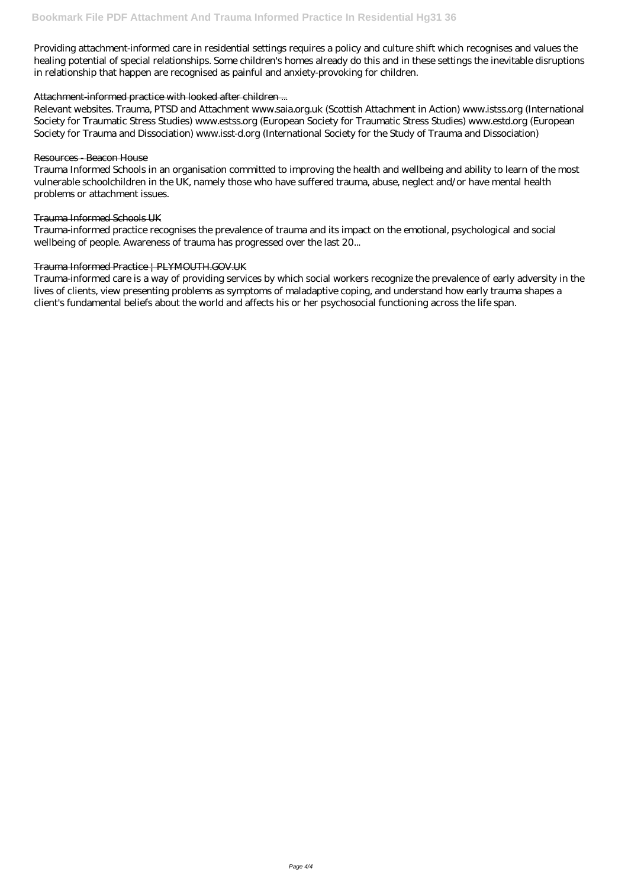Providing attachment-informed care in residential settings requires a policy and culture shift which recognises and values the healing potential of special relationships. Some children's homes already do this and in these settings the inevitable disruptions in relationship that happen are recognised as painful and anxiety-provoking for children.

Attachment-informed practice with looked after children ...

Relevant websites. Trauma, PTSD and Attachment www.saia.org.uk (Scottish Attachment in Action) www.istss.org (International Society for Traumatic Stress Studies) www.estss.org (European Society for Traumatic Stress Studies) www.estd.org (European Society for Trauma and Dissociation) www.isst-d.org (International Society for the Study of Trauma and Dissociation)

Resources - Beacon House

Trauma Informed Schools in an organisation committed to improving the health and wellbeing and ability to learn of the most vulnerable schoolchildren in the UK, namely those who have suffered trauma, abuse, neglect and/or have mental health problems or attachment issues.

Trauma Informed Schools UK

Trauma-informed practice recognises the prevalence of trauma and its impact on the emotional, psychological and social wellbeing of people. Awareness of trauma has progressed over the last 20...

Trauma Informed Practice | PLYMOUTH.GOV.UK

Trauma-informed care is a way of providing services by which social workers recognize the prevalence of early adversity in the lives of clients, view presenting problems as symptoms of maladaptive coping, and understand how early trauma shapes a client's fundamental beliefs about the world and affects his or her psychosocial functioning across the life span.